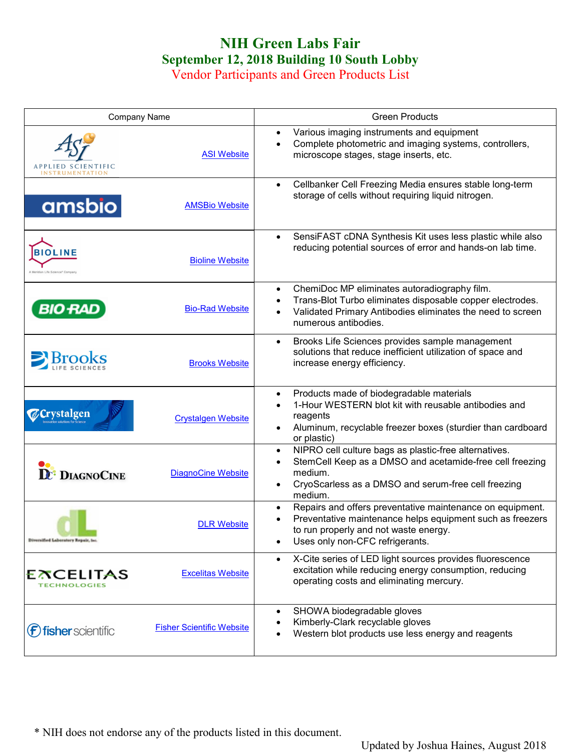# NIH Green Labs Fair

## September 12, 2018 Building 10 South Lobby

### Vendor Participants and Green Products List

| Company Name | Green Products |
|---|---|
| ASI Website | • Various imaging instruments and equipment<br>• Complete photometric and imaging systems, controllers, microscope stages, stage inserts, etc. |
| AMSBio Website | • Cellbanker Cell Freezing Media ensures stable long-term storage of cells without requiring liquid nitrogen. |
| Bioline Website | • SensiFAST cDNA Synthesis Kit uses less plastic while also reducing potential sources of error and hands-on lab time. |
| Bio-Rad Website | • ChemiDoc MP eliminates autoradiography film.<br>• Trans-Blot Turbo eliminates disposable copper electrodes.<br>• Validated Primary Antibodies eliminates the need to screen numerous antibodies. |
| Brooks Website | • Brooks Life Sciences provides sample management solutions that reduce inefficient utilization of space and increase energy efficiency. |
| Crystalgen Website | • Products made of biodegradable materials<br>• 1-Hour WESTERN blot kit with reusable antibodies and reagents<br>• Aluminum, recyclable freezer boxes (sturdier than cardboard or plastic) |
| DiagnoCine Website | • NIPRO cell culture bags as plastic-free alternatives.<br>• StemCell Keep as a DMSO and acetamide-free cell freezing medium.<br>• CryoScarless as a DMSO and serum-free cell freezing medium. |
| DLR Website | • Repairs and offers preventative maintenance on equipment.<br>• Preventative maintenance helps equipment such as freezers to run properly and not waste energy.<br>• Uses only non-CFC refrigerants. |
| Excelitas Website | • X-Cite series of LED light sources provides fluorescence excitation while reducing energy consumption, reducing operating costs and eliminating mercury. |
| Fisher Scientific Website | • SHOWA biodegradable gloves<br>• Kimberly-Clark recyclable gloves<br>• Western blot products use less energy and reagents |

* NIH does not endorse any of the products listed in this document.

Updated by Joshua Haines, August 2018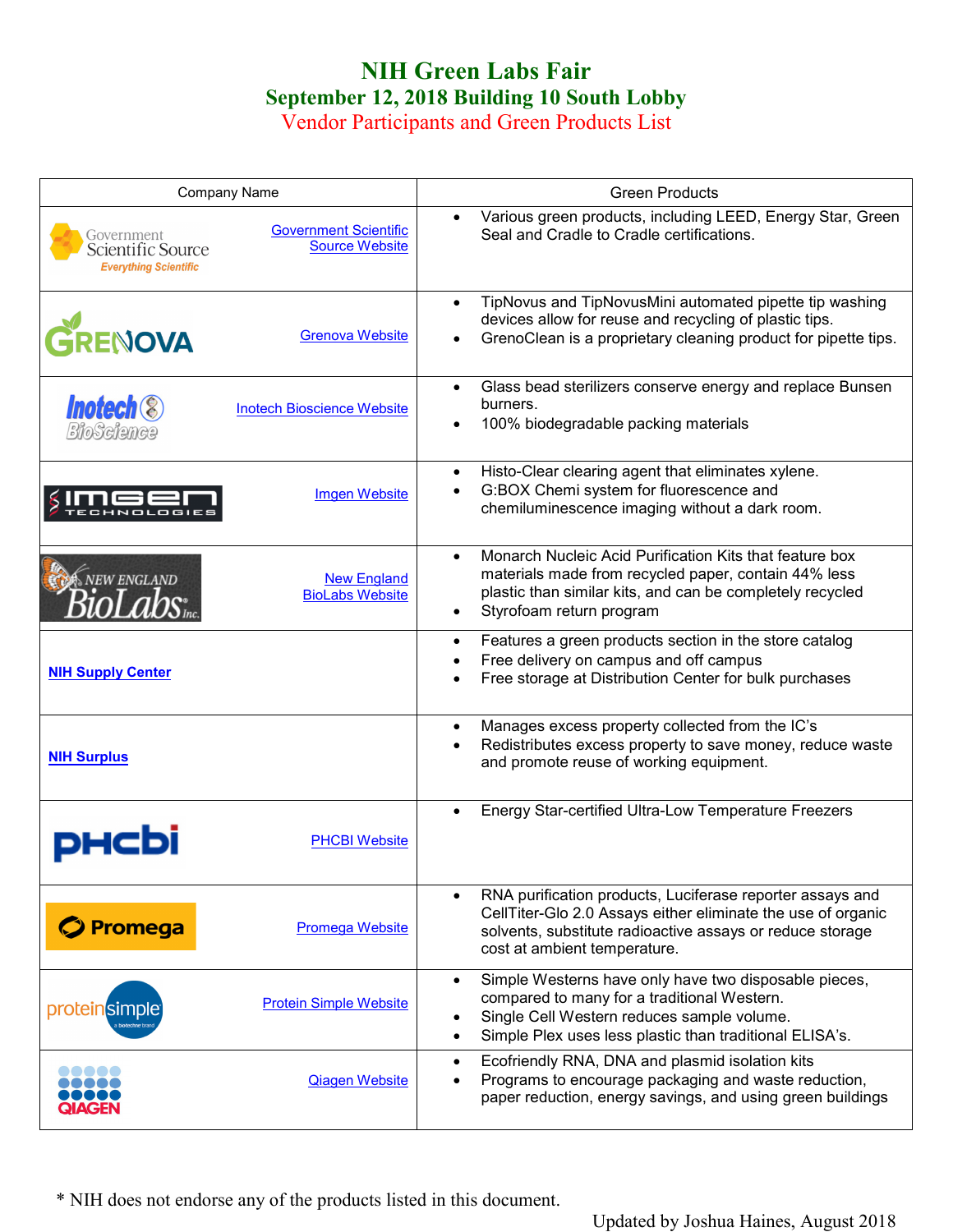# NIH Green Labs Fair

## September 12, 2018 Building 10 South Lobby

### Vendor Participants and Green Products List

| Company Name | Green Products |
|---|---|
| Government Scientific Source — Government Scientific Source Website | • Various green products, including LEED, Energy Star, Green Seal and Cradle to Cradle certifications. |
| Grenova — Grenova Website | • TipNovus and TipNovusMini automated pipette tip washing devices allow for reuse and recycling of plastic tips.<br>• GrenoClean is a proprietary cleaning product for pipette tips. |
| Inotech BioScience — Inotech Bioscience Website | • Glass bead sterilizers conserve energy and replace Bunsen burners.<br>• 100% biodegradable packing materials |
| Imgen Technologies — Imgen Website | • Histo-Clear clearing agent that eliminates xylene.<br>• G:BOX Chemi system for fluorescence and chemiluminescence imaging without a dark room. |
| New England BioLabs Inc. — New England BioLabs Website | • Monarch Nucleic Acid Purification Kits that feature box materials made from recycled paper, contain 44% less plastic than similar kits, and can be completely recycled<br>• Styrofoam return program |
| **NIH Supply Center** | • Features a green products section in the store catalog<br>• Free delivery on campus and off campus<br>• Free storage at Distribution Center for bulk purchases |
| **NIH Surplus** | • Manages excess property collected from the IC's<br>• Redistributes excess property to save money, reduce waste and promote reuse of working equipment. |
| PHCbi — PHCBI Website | • Energy Star-certified Ultra-Low Temperature Freezers |
| Promega — Promega Website | • RNA purification products, Luciferase reporter assays and CellTiter-Glo 2.0 Assays either eliminate the use of organic solvents, substitute radioactive assays or reduce storage cost at ambient temperature. |
| proteinsimple — Protein Simple Website | • Simple Westerns have only have two disposable pieces, compared to many for a traditional Western.<br>• Single Cell Western reduces sample volume.<br>• Simple Plex uses less plastic than traditional ELISA's. |
| QIAGEN — Qiagen Website | • Ecofriendly RNA, DNA and plasmid isolation kits<br>• Programs to encourage packaging and waste reduction, paper reduction, energy savings, and using green buildings |

* NIH does not endorse any of the products listed in this document.

Updated by Joshua Haines, August 2018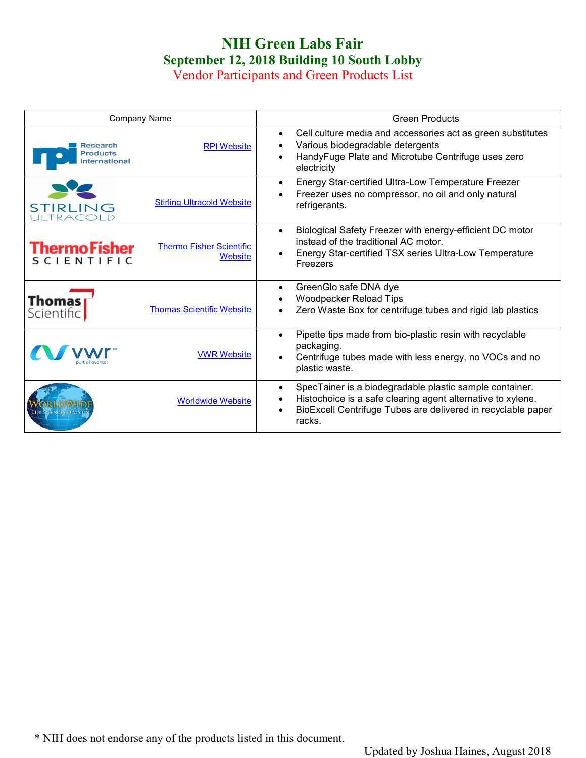# NIH Green Labs Fair

## September 12, 2018 Building 10 South Lobby

### Vendor Participants and Green Products List

| Company Name | Green Products |
|---|---|
| Research Products International — RPI Website | • Cell culture media and accessories act as green substitutes<br>• Various biodegradable detergents<br>• HandyFuge Plate and Microtube Centrifuge uses zero electricity |
| Stirling Ultracold — Stirling Ultracold Website | • Energy Star-certified Ultra-Low Temperature Freezer<br>• Freezer uses no compressor, no oil and only natural refrigerants. |
| Thermo Fisher Scientific — Thermo Fisher Scientific Website | • Biological Safety Freezer with energy-efficient DC motor instead of the traditional AC motor.<br>• Energy Star-certified TSX series Ultra-Low Temperature Freezers |
| Thomas Scientific — Thomas Scientific Website | • GreenGlo safe DNA dye<br>• Woodpecker Reload Tips<br>• Zero Waste Box for centrifuge tubes and rigid lab plastics |
| VWR part of avantor — VWR Website | • Pipette tips made from bio-plastic resin with recyclable packaging.<br>• Centrifuge tubes made with less energy, no VOCs and no plastic waste. |
| Worldwide Life Sciences Division — Worldwide Website | • SpecTainer is a biodegradable plastic sample container.<br>• Histochoice is a safe clearing agent alternative to xylene.<br>• BioExcell Centrifuge Tubes are delivered in recyclable paper racks. |

* NIH does not endorse any of the products listed in this document.

Updated by Joshua Haines, August 2018